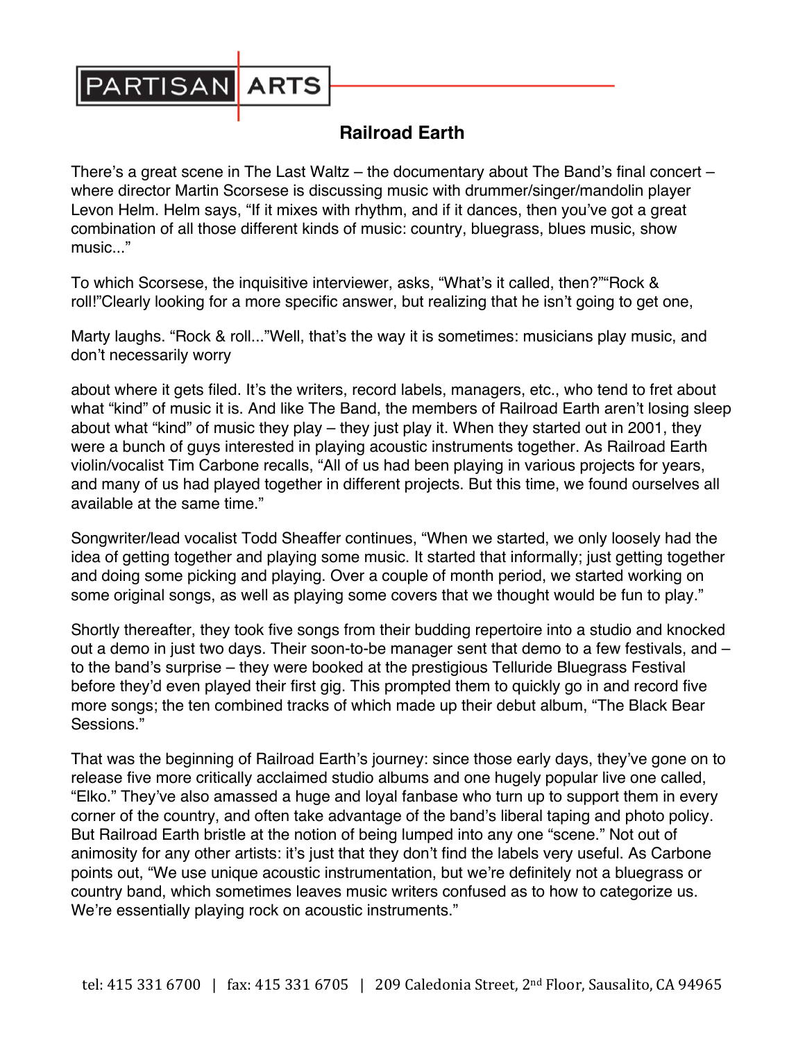PARTISAN ARTS

# Railroad Earth

There's a great scene in The Last Waltz – the documentary about The Band's final concert – where director Martin Scorsese is discussing music with drummer/singer/mandolin player Levon Helm. Helm says, "If it mixes with rhythm, and if it dances, then you've got a great combination of all those different kinds of music: country, bluegrass, blues music, show music..."

To which Scorsese, the inquisitive interviewer, asks, "What's it called, then?""Rock & roll!"Clearly looking for a more specific answer, but realizing that he isn't going to get one,

Marty laughs. "Rock & roll..."Well, that's the way it is sometimes: musicians play music, and don't necessarily worry

about where it gets filed. It's the writers, record labels, managers, etc., who tend to fret about what "kind" of music it is. And like The Band, the members of Railroad Earth aren't losing sleep about what "kind" of music they play – they just play it. When they started out in 2001, they were a bunch of guys interested in playing acoustic instruments together. As Railroad Earth violin/vocalist Tim Carbone recalls, "All of us had been playing in various projects for years, and many of us had played together in different projects. But this time, we found ourselves all available at the same time."

Songwriter/lead vocalist Todd Sheaffer continues, "When we started, we only loosely had the idea of getting together and playing some music. It started that informally; just getting together and doing some picking and playing. Over a couple of month period, we started working on some original songs, as well as playing some covers that we thought would be fun to play."

Shortly thereafter, they took five songs from their budding repertoire into a studio and knocked out a demo in just two days. Their soon-to-be manager sent that demo to a few festivals, and – to the band's surprise – they were booked at the prestigious Telluride Bluegrass Festival before they'd even played their first gig. This prompted them to quickly go in and record five more songs; the ten combined tracks of which made up their debut album, "The Black Bear Sessions."

That was the beginning of Railroad Earth's journey: since those early days, they've gone on to release five more critically acclaimed studio albums and one hugely popular live one called, "Elko." They've also amassed a huge and loyal fanbase who turn up to support them in every corner of the country, and often take advantage of the band's liberal taping and photo policy. But Railroad Earth bristle at the notion of being lumped into any one "scene." Not out of animosity for any other artists: it's just that they don't find the labels very useful. As Carbone points out, "We use unique acoustic instrumentation, but we're definitely not a bluegrass or country band, which sometimes leaves music writers confused as to how to categorize us. We're essentially playing rock on acoustic instruments."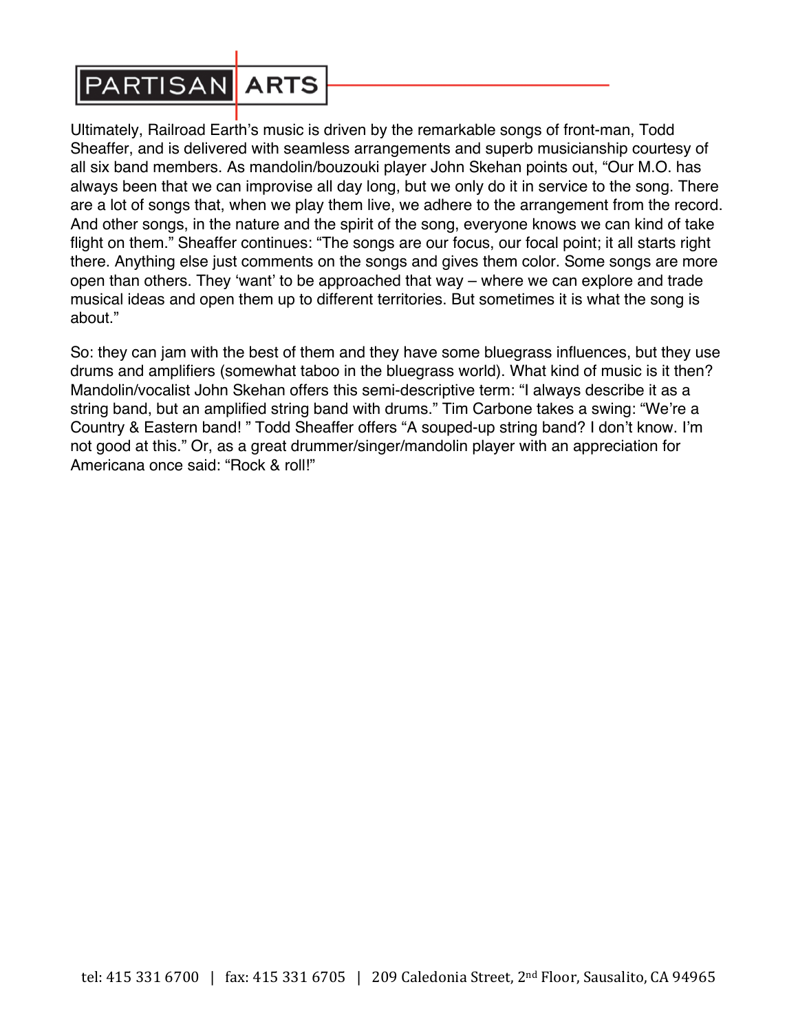Ultimately, Railroad Earth's music is driven by the remarkable songs of front-man, Todd Sheaffer, and is delivered with seamless arrangements and superb musicianship courtesy of all six band members. As mandolin/bouzouki player John Skehan points out, "Our M.O. has always been that we can improvise all day long, but we only do it in service to the song. There are a lot of songs that, when we play them live, we adhere to the arrangement from the record. And other songs, in the nature and the spirit of the song, everyone knows we can kind of take flight on them." Sheaffer continues: "The songs are our focus, our focal point; it all starts right there. Anything else just comments on the songs and gives them color. Some songs are more open than others. They 'want' to be approached that way – where we can explore and trade musical ideas and open them up to different territories. But sometimes it is what the song is about."

So: they can jam with the best of them and they have some bluegrass influences, but they use drums and amplifiers (somewhat taboo in the bluegrass world). What kind of music is it then? Mandolin/vocalist John Skehan offers this semi-descriptive term: "I always describe it as a string band, but an amplified string band with drums." Tim Carbone takes a swing: "We're a Country & Eastern band! " Todd Sheaffer offers "A souped-up string band? I don't know. I'm not good at this." Or, as a great drummer/singer/mandolin player with an appreciation for Americana once said: "Rock & roll!"